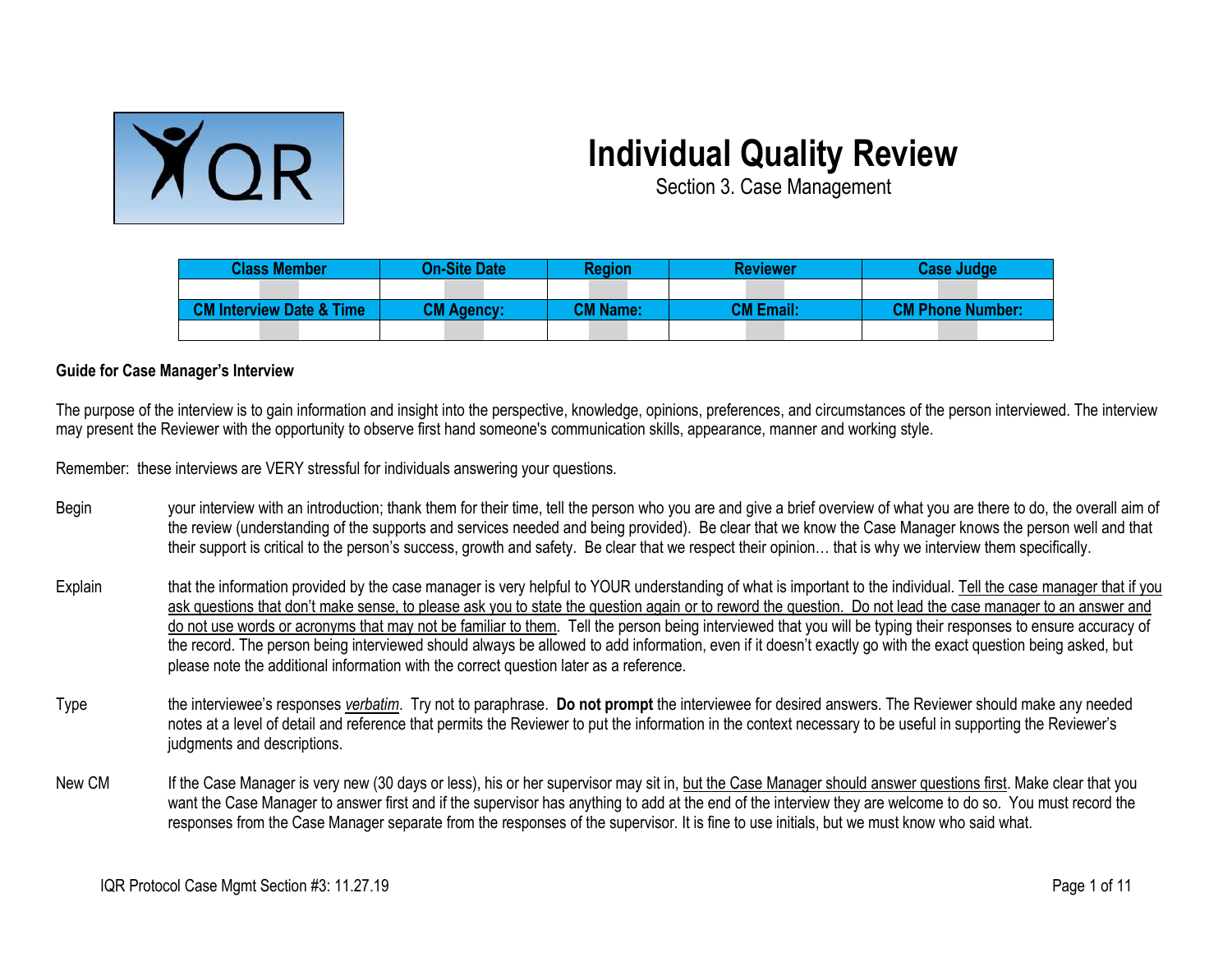# Individual Quality Review

Section 3. Case Management

| Class Member | On-Site Date | Region | Reviewer | Case Judge |
|---|---|---|---|---|
| | | | | |
| **CM Interview Date & Time** | **CM Agency:** | **CM Name:** | **CM Email:** | **CM Phone Number:** |
| | | | | |

**Guide for Case Manager's Interview**

The purpose of the interview is to gain information and insight into the perspective, knowledge, opinions, preferences, and circumstances of the person interviewed. The interview may present the Reviewer with the opportunity to observe first hand someone's communication skills, appearance, manner and working style.

Remember: these interviews are VERY stressful for individuals answering your questions.

Begin your interview with an introduction; thank them for their time, tell the person who you are and give a brief overview of what you are there to do, the overall aim of the review (understanding of the supports and services needed and being provided). Be clear that we know the Case Manager knows the person well and that their support is critical to the person's success, growth and safety. Be clear that we respect their opinion… that is why we interview them specifically.

Explain that the information provided by the case manager is very helpful to YOUR understanding of what is important to the individual. Tell the case manager that if you ask questions that don't make sense, to please ask you to state the question again or to reword the question. Do not lead the case manager to an answer and do not use words or acronyms that may not be familiar to them. Tell the person being interviewed that you will be typing their responses to ensure accuracy of the record. The person being interviewed should always be allowed to add information, even if it doesn't exactly go with the exact question being asked, but please note the additional information with the correct question later as a reference.

Type the interviewee's responses ***verbatim***. Try not to paraphrase. **Do not prompt** the interviewee for desired answers. The Reviewer should make any needed notes at a level of detail and reference that permits the Reviewer to put the information in the context necessary to be useful in supporting the Reviewer's judgments and descriptions.

New CM If the Case Manager is very new (30 days or less), his or her supervisor may sit in, but the Case Manager should answer questions first. Make clear that you want the Case Manager to answer first and if the supervisor has anything to add at the end of the interview they are welcome to do so. You must record the responses from the Case Manager separate from the responses of the supervisor. It is fine to use initials, but we must know who said what.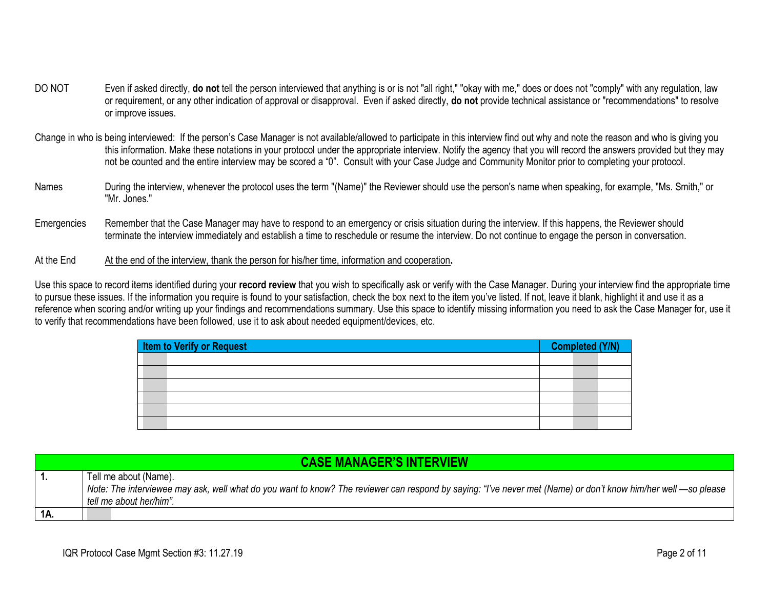DO NOT Even if asked directly, **do not** tell the person interviewed that anything is or is not "all right," "okay with me," does or does not "comply" with any regulation, law or requirement, or any other indication of approval or disapproval. Even if asked directly, **do not** provide technical assistance or "recommendations" to resolve or improve issues.

Change in who is being interviewed: If the person's Case Manager is not available/allowed to participate in this interview find out why and note the reason and who is giving you this information. Make these notations in your protocol under the appropriate interview. Notify the agency that you will record the answers provided but they may not be counted and the entire interview may be scored a "0". Consult with your Case Judge and Community Monitor prior to completing your protocol.

Names During the interview, whenever the protocol uses the term "(Name)" the Reviewer should use the person's name when speaking, for example, "Ms. Smith," or "Mr. Jones."

Emergencies Remember that the Case Manager may have to respond to an emergency or crisis situation during the interview. If this happens, the Reviewer should terminate the interview immediately and establish a time to reschedule or resume the interview. Do not continue to engage the person in conversation.

At the End At the end of the interview, thank the person for his/her time, information and cooperation**.**

Use this space to record items identified during your **record review** that you wish to specifically ask or verify with the Case Manager. During your interview find the appropriate time to pursue these issues. If the information you require is found to your satisfaction, check the box next to the item you've listed. If not, leave it blank, highlight it and use it as a reference when scoring and/or writing up your findings and recommendations summary. Use this space to identify missing information you need to ask the Case Manager for, use it to verify that recommendations have been followed, use it to ask about needed equipment/devices, etc.

| Item to Verify or Request | Completed (Y/N) |
|---|---|
| | |
| | |
| | |
| | |
| | |
| | |

| CASE MANAGER'S INTERVIEW | |
|---|---|
| **1.** | Tell me about (Name).<br>*Note: The interviewee may ask, well what do you want to know? The reviewer can respond by saying: "I've never met (Name) or don't know him/her well —so please tell me about her/him".* |
| **1A.** | |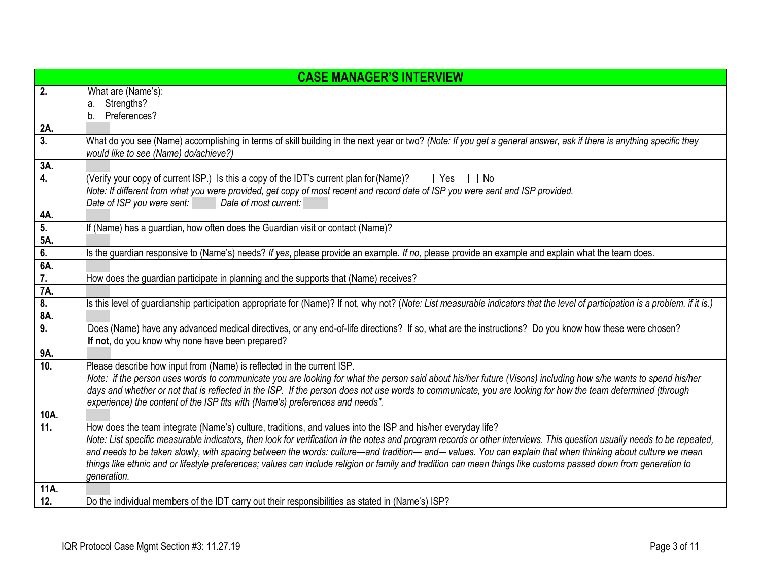| CASE MANAGER'S INTERVIEW | |
|---|---|
| **2.** | What are (Name's):<br>a. Strengths?<br>b. Preferences? |
| **2A.** | |
| **3.** | What do you see (Name) accomplishing in terms of skill building in the next year or two? *(Note: If you get a general answer, ask if there is anything specific they would like to see (Name) do/achieve?)* |
| **3A.** | |
| **4.** | (Verify your copy of current ISP.) Is this a copy of the IDT's current plan for (Name)? ☐ Yes ☐ No<br>*Note: If different from what you were provided, get copy of most recent and record date of ISP you were sent and ISP provided.*<br>*Date of ISP you were sent:* *Date of most current:* |
| **4A.** | |
| **5.** | If (Name) has a guardian, how often does the Guardian visit or contact (Name)? |
| **5A.** | |
| **6.** | Is the guardian responsive to (Name's) needs? *If yes*, please provide an example. *If no,* please provide an example and explain what the team does. |
| **6A.** | |
| **7.** | How does the guardian participate in planning and the supports that (Name) receives? |
| **7A.** | |
| **8.** | Is this level of guardianship participation appropriate for (Name)? If not, why not? (*Note: List measurable indicators that the level of participation is a problem, if it is.)* |
| **8A.** | |
| **9.** | Does (Name) have any advanced medical directives, or any end-of-life directions? If so, what are the instructions? Do you know how these were chosen?<br>**If not**, do you know why none have been prepared? |
| **9A.** | |
| **10.** | Please describe how input from (Name) is reflected in the current ISP.<br>*Note: if the person uses words to communicate you are looking for what the person said about his/her future (Visons) including how s/he wants to spend his/her days and whether or not that is reflected in the ISP. If the person does not use words to communicate, you are looking for how the team determined (through experience) the content of the ISP fits with (Name's) preferences and needs".* |
| **10A.** | |
| **11.** | How does the team integrate (Name's) culture, traditions, and values into the ISP and his/her everyday life?<br>*Note: List specific measurable indicators, then look for verification in the notes and program records or other interviews. This question usually needs to be repeated, and needs to be taken slowly, with spacing between the words: culture—and tradition— and-– values. You can explain that when thinking about culture we mean things like ethnic and or lifestyle preferences; values can include religion or family and tradition can mean things like customs passed down from generation to generation.* |
| **11A.** | |
| **12.** | Do the individual members of the IDT carry out their responsibilities as stated in (Name's) ISP? |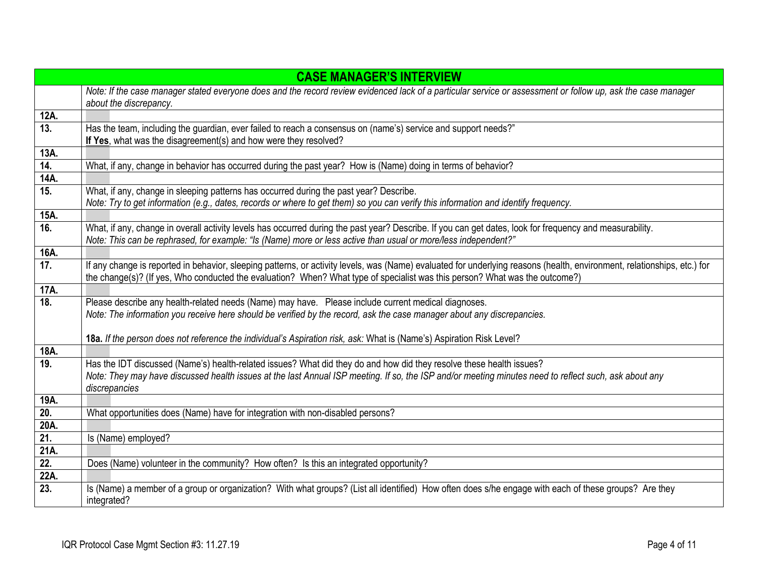| CASE MANAGER'S INTERVIEW | |
|---|---|
| | *Note: If the case manager stated everyone does and the record review evidenced lack of a particular service or assessment or follow up, ask the case manager about the discrepancy.* |
| **12A.** | |
| **13.** | Has the team, including the guardian, ever failed to reach a consensus on (name's) service and support needs?" <br> **<u>If Yes</u>**, what was the disagreement(s) and how were they resolved? |
| **13A.** | |
| **14.** | What, if any, change in behavior has occurred during the past year? How is (Name) doing in terms of behavior? |
| **14A.** | |
| **15.** | What, if any, change in sleeping patterns has occurred during the past year? Describe. <br> *Note: Try to get information (e.g., dates, records or where to get them) so you can verify this information and identify frequency.* |
| **15A.** | |
| **16.** | What, if any, change in overall activity levels has occurred during the past year? Describe. If you can get dates, look for frequency and measurability. <br> *Note: This can be rephrased, for example: "Is (Name) more or less active than usual or more/less independent?"* |
| **16A.** | |
| **17.** | If any change is reported in behavior, sleeping patterns, or activity levels, was (Name) evaluated for underlying reasons (health, environment, relationships, etc.) for the change(s)? (If yes, Who conducted the evaluation? When? What type of specialist was this person? What was the outcome?) |
| **17A.** | |
| **18.** | Please describe any health-related needs (Name) may have. Please include current medical diagnoses. <br> *Note: The information you receive here should be verified by the record, ask the case manager about any discrepancies.* <br><br> **18a.** *If the person does not reference the individual's Aspiration risk, ask:* What is (Name's) Aspiration Risk Level? |
| **18A.** | |
| **19.** | Has the IDT discussed (Name's) health-related issues? What did they do and how did they resolve these health issues? <br> *Note: They may have discussed health issues at the last Annual ISP meeting. If so, the ISP and/or meeting minutes need to reflect such, ask about any discrepancies* |
| **19A.** | |
| **20.** | What opportunities does (Name) have for integration with non-disabled persons? |
| **20A.** | |
| **21.** | Is (Name) employed? |
| **21A.** | |
| **22.** | Does (Name) volunteer in the community? How often? Is this an integrated opportunity? |
| **22A.** | |
| **23.** | Is (Name) a member of a group or organization? With what groups? (List all identified) How often does s/he engage with each of these groups? Are they integrated? |

IQR Protocol Case Mgmt Section #3: 11.27.19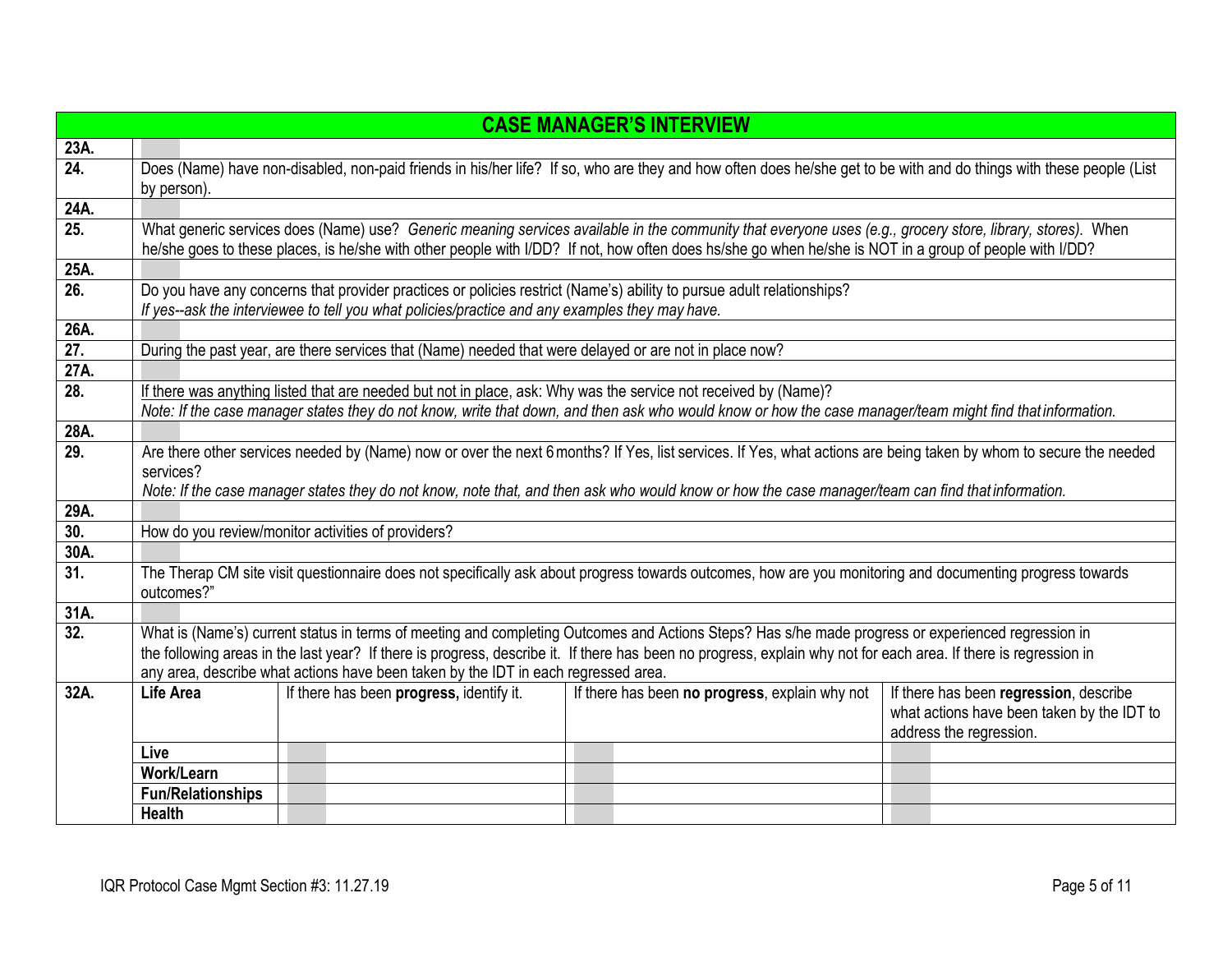| CASE MANAGER'S INTERVIEW | | | | |
|---|---|---|---|---|
| **23A.** | | | | |
| **24.** | Does (Name) have non-disabled, non-paid friends in his/her life? If so, who are they and how often does he/she get to be with and do things with these people (List by person). | | | |
| **24A.** | | | | |
| **25.** | What generic services does (Name) use? *Generic meaning services available in the community that everyone uses (e.g., grocery store, library, stores).* When he/she goes to these places, is he/she with other people with I/DD? If not, how often does hs/she go when he/she is NOT in a group of people with I/DD? | | | |
| **25A.** | | | | |
| **26.** | Do you have any concerns that provider practices or policies restrict (Name's) ability to pursue adult relationships? *If yes--ask the interviewee to tell you what policies/practice and any examples they may have.* | | | |
| **26A.** | | | | |
| **27.** | During the past year, are there services that (Name) needed that were delayed or are not in place now? | | | |
| **27A.** | | | | |
| **28.** | If there was anything listed that are needed but not in place, ask: Why was the service not received by (Name)? *Note: If the case manager states they do not know, write that down, and then ask who would know or how the case manager/team might find that information.* | | | |
| **28A.** | | | | |
| **29.** | Are there other services needed by (Name) now or over the next 6 months? If Yes, list services. If Yes, what actions are being taken by whom to secure the needed services? *Note: If the case manager states they do not know, note that, and then ask who would know or how the case manager/team can find that information.* | | | |
| **29A.** | | | | |
| **30.** | How do you review/monitor activities of providers? | | | |
| **30A.** | | | | |
| **31.** | The Therap CM site visit questionnaire does not specifically ask about progress towards outcomes, how are you monitoring and documenting progress towards outcomes?" | | | |
| **31A.** | | | | |
| **32.** | What is (Name's) current status in terms of meeting and completing Outcomes and Actions Steps? Has s/he made progress or experienced regression in the following areas in the last year? If there is progress, describe it. If there has been no progress, explain why not for each area. If there is regression in any area, describe what actions have been taken by the IDT in each regressed area. | | | |
| **32A.** | **Life Area** | If there has been **progress,** identify it. | If there has been **no progress**, explain why not | If there has been **regression**, describe what actions have been taken by the IDT to address the regression. |
| | **Live** | | | |
| | **Work/Learn** | | | |
| | **Fun/Relationships** | | | |
| | **Health** | | | |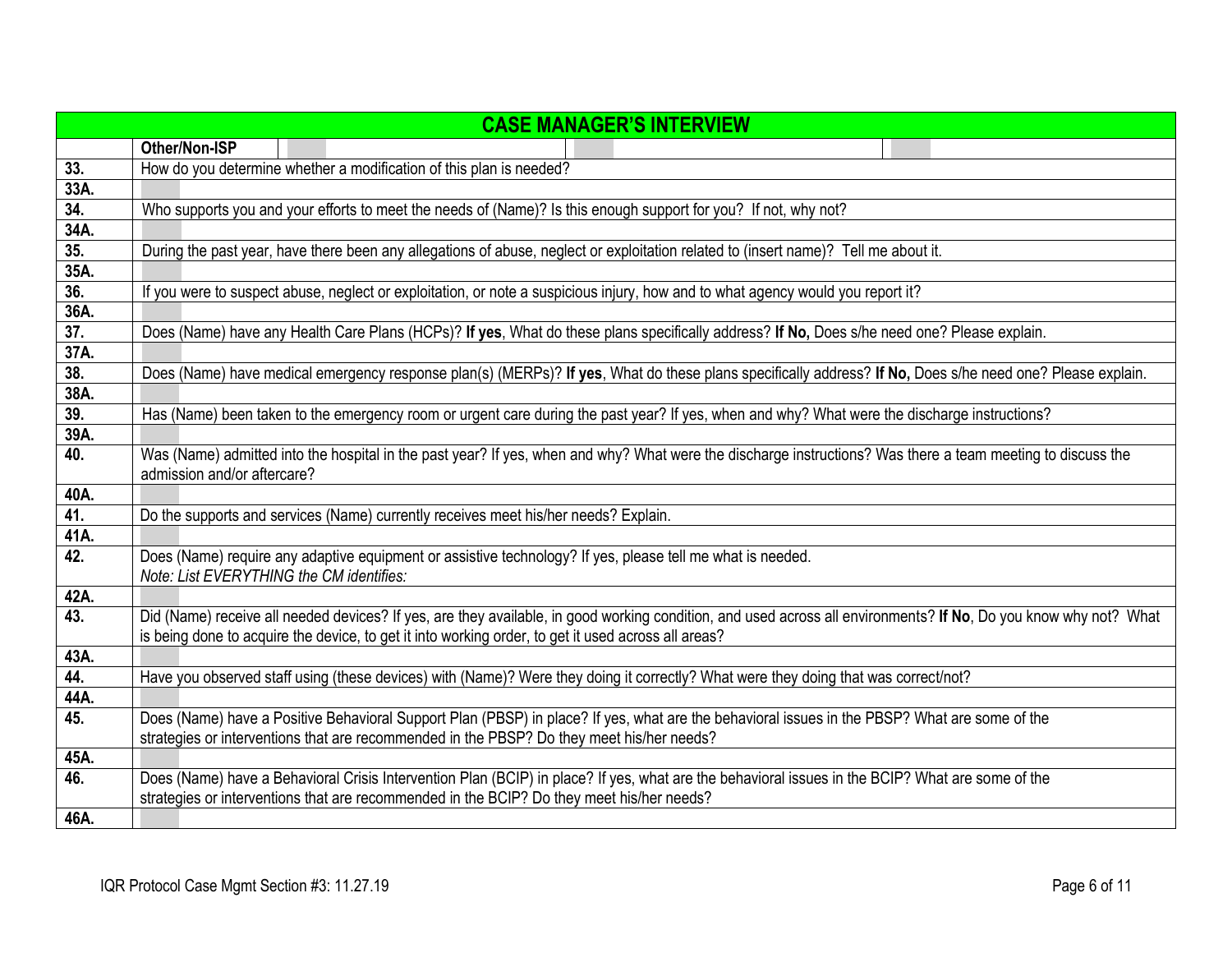| CASE MANAGER'S INTERVIEW | |
|---|---|
| | **Other/Non-ISP** |
| **33.** | How do you determine whether a modification of this plan is needed? |
| **33A.** | |
| **34.** | Who supports you and your efforts to meet the needs of (Name)? Is this enough support for you? If not, why not? |
| **34A.** | |
| **35.** | During the past year, have there been any allegations of abuse, neglect or exploitation related to (insert name)? Tell me about it. |
| **35A.** | |
| **36.** | If you were to suspect abuse, neglect or exploitation, or note a suspicious injury, how and to what agency would you report it? |
| **36A.** | |
| **37.** | Does (Name) have any Health Care Plans (HCPs)? **If yes**, What do these plans specifically address? **If No,** Does s/he need one? Please explain. |
| **37A.** | |
| **38.** | Does (Name) have medical emergency response plan(s) (MERPs)? **If yes**, What do these plans specifically address? **If No,** Does s/he need one? Please explain. |
| **38A.** | |
| **39.** | Has (Name) been taken to the emergency room or urgent care during the past year? If yes, when and why? What were the discharge instructions? |
| **39A.** | |
| **40.** | Was (Name) admitted into the hospital in the past year? If yes, when and why? What were the discharge instructions? Was there a team meeting to discuss the admission and/or aftercare? |
| **40A.** | |
| **41.** | Do the supports and services (Name) currently receives meet his/her needs? Explain. |
| **41A.** | |
| **42.** | Does (Name) require any adaptive equipment or assistive technology? If yes, please tell me what is needed. *Note: List EVERYTHING the CM identifies:* |
| **42A.** | |
| **43.** | Did (Name) receive all needed devices? If yes, are they available, in good working condition, and used across all environments? **If No**, Do you know why not? What is being done to acquire the device, to get it into working order, to get it used across all areas? |
| **43A.** | |
| **44.** | Have you observed staff using (these devices) with (Name)? Were they doing it correctly? What were they doing that was correct/not? |
| **44A.** | |
| **45.** | Does (Name) have a Positive Behavioral Support Plan (PBSP) in place? If yes, what are the behavioral issues in the PBSP? What are some of the strategies or interventions that are recommended in the PBSP? Do they meet his/her needs? |
| **45A.** | |
| **46.** | Does (Name) have a Behavioral Crisis Intervention Plan (BCIP) in place? If yes, what are the behavioral issues in the BCIP? What are some of the strategies or interventions that are recommended in the BCIP? Do they meet his/her needs? |
| **46A.** | |

IQR Protocol Case Mgmt Section #3: 11.27.19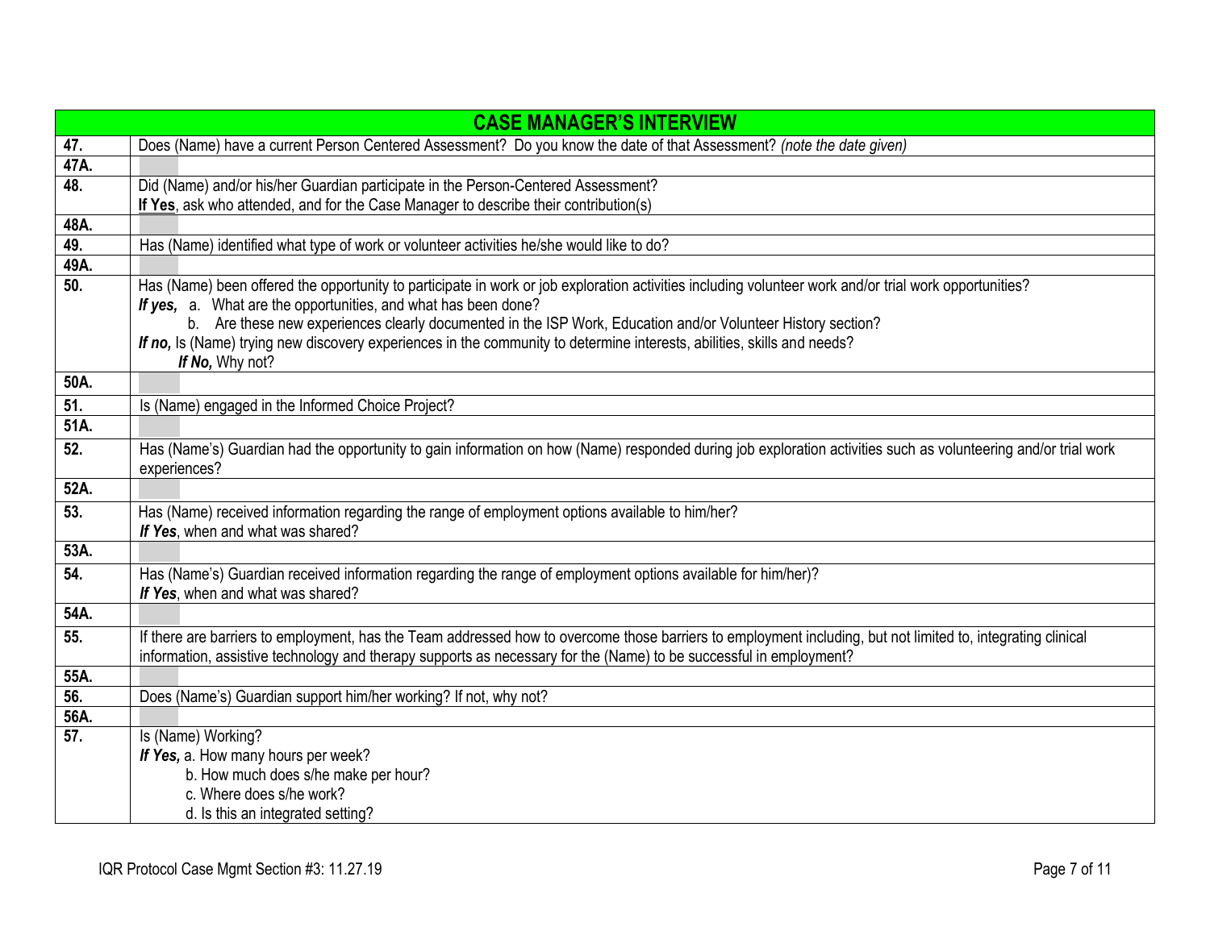| CASE MANAGER'S INTERVIEW | |
|---|---|
| **47.** | Does (Name) have a current Person Centered Assessment? Do you know the date of that Assessment? *(note the date given)* |
| **47A.** | |
| **48.** | Did (Name) and/or his/her Guardian participate in the Person-Centered Assessment?<br>**If Yes**, ask who attended, and for the Case Manager to describe their contribution(s) |
| **48A.** | |
| **49.** | Has (Name) identified what type of work or volunteer activities he/she would like to do? |
| **49A.** | |
| **50.** | Has (Name) been offered the opportunity to participate in work or job exploration activities including volunteer work and/or trial work opportunities?<br>***If yes,*** a. What are the opportunities, and what has been done?<br>b. Are these new experiences clearly documented in the ISP Work, Education and/or Volunteer History section?<br>***If no,*** Is (Name) trying new discovery experiences in the community to determine interests, abilities, skills and needs?<br>***If No,*** Why not? |
| **50A.** | |
| **51.** | Is (Name) engaged in the Informed Choice Project? |
| **51A.** | |
| **52.** | Has (Name's) Guardian had the opportunity to gain information on how (Name) responded during job exploration activities such as volunteering and/or trial work experiences? |
| **52A.** | |
| **53.** | Has (Name) received information regarding the range of employment options available to him/her?<br>***If Yes***, when and what was shared? |
| **53A.** | |
| **54.** | Has (Name's) Guardian received information regarding the range of employment options available for him/her)?<br>***If Yes***, when and what was shared? |
| **54A.** | |
| **55.** | If there are barriers to employment, has the Team addressed how to overcome those barriers to employment including, but not limited to, integrating clinical information, assistive technology and therapy supports as necessary for the (Name) to be successful in employment? |
| **55A.** | |
| **56.** | Does (Name's) Guardian support him/her working? If not, why not? |
| **56A.** | |
| **57.** | Is (Name) Working?<br>***If Yes,*** a. How many hours per week?<br>b. How much does s/he make per hour?<br>c. Where does s/he work?<br>d. Is this an integrated setting? |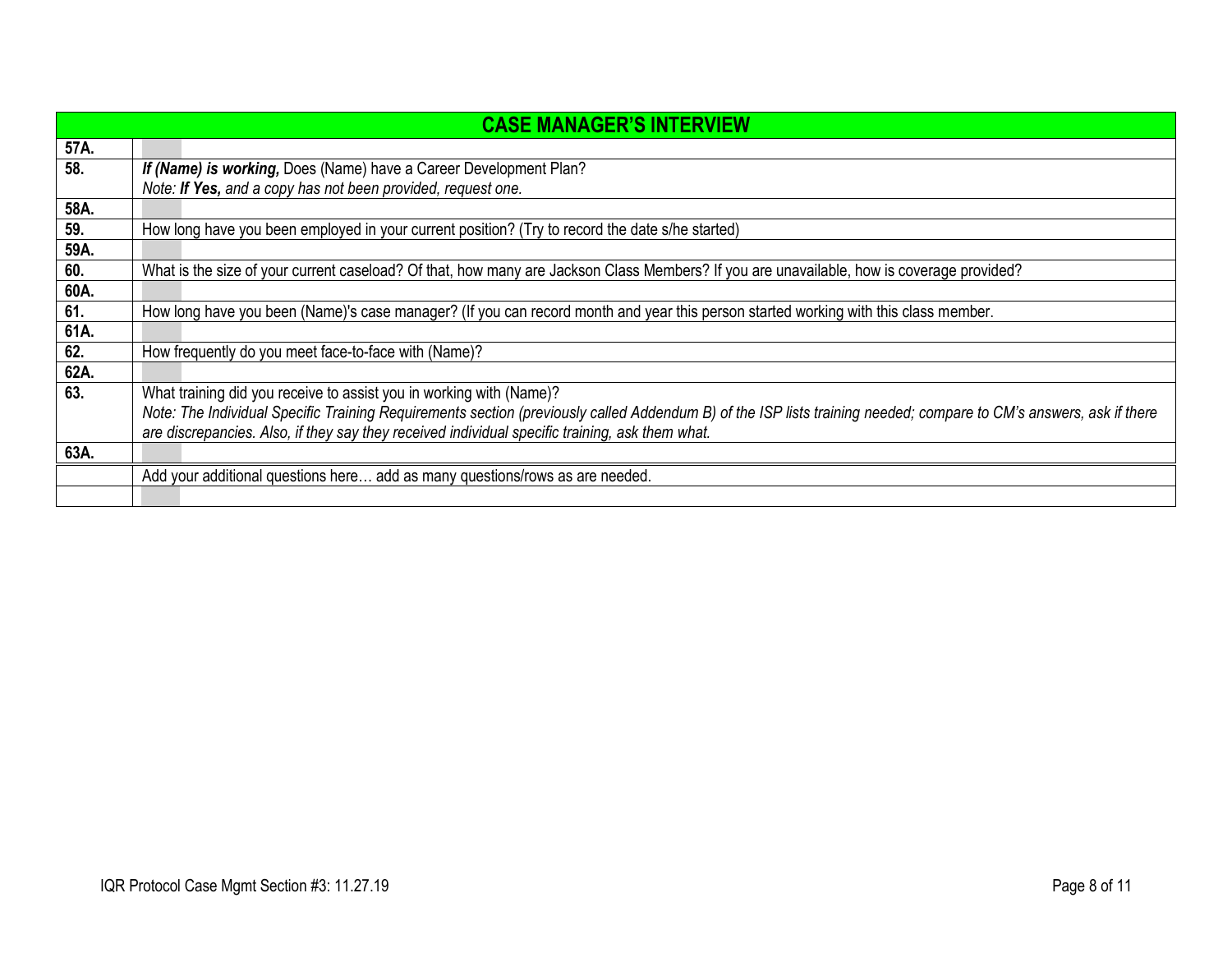| CASE MANAGER'S INTERVIEW | |
|---|---|
| **57A.** | |
| **58.** | ***If (Name) is working,*** Does (Name) have a Career Development Plan?<br>*Note: **If Yes,** and a copy has not been provided, request one.* |
| **58A.** | |
| **59.** | How long have you been employed in your current position? (Try to record the date s/he started) |
| **59A.** | |
| **60.** | What is the size of your current caseload? Of that, how many are Jackson Class Members? If you are unavailable, how is coverage provided? |
| **60A.** | |
| **61.** | How long have you been (Name)'s case manager? (If you can record month and year this person started working with this class member. |
| **61A.** | |
| **62.** | How frequently do you meet face-to-face with (Name)? |
| **62A.** | |
| **63.** | What training did you receive to assist you in working with (Name)?<br>*Note: The Individual Specific Training Requirements section (previously called Addendum B) of the ISP lists training needed; compare to CM's answers, ask if there are discrepancies. Also, if they say they received individual specific training, ask them what.* |
| **63A.** | |
| | Add your additional questions here… add as many questions/rows as are needed. |
| | |

IQR Protocol Case Mgmt Section #3: 11.27.19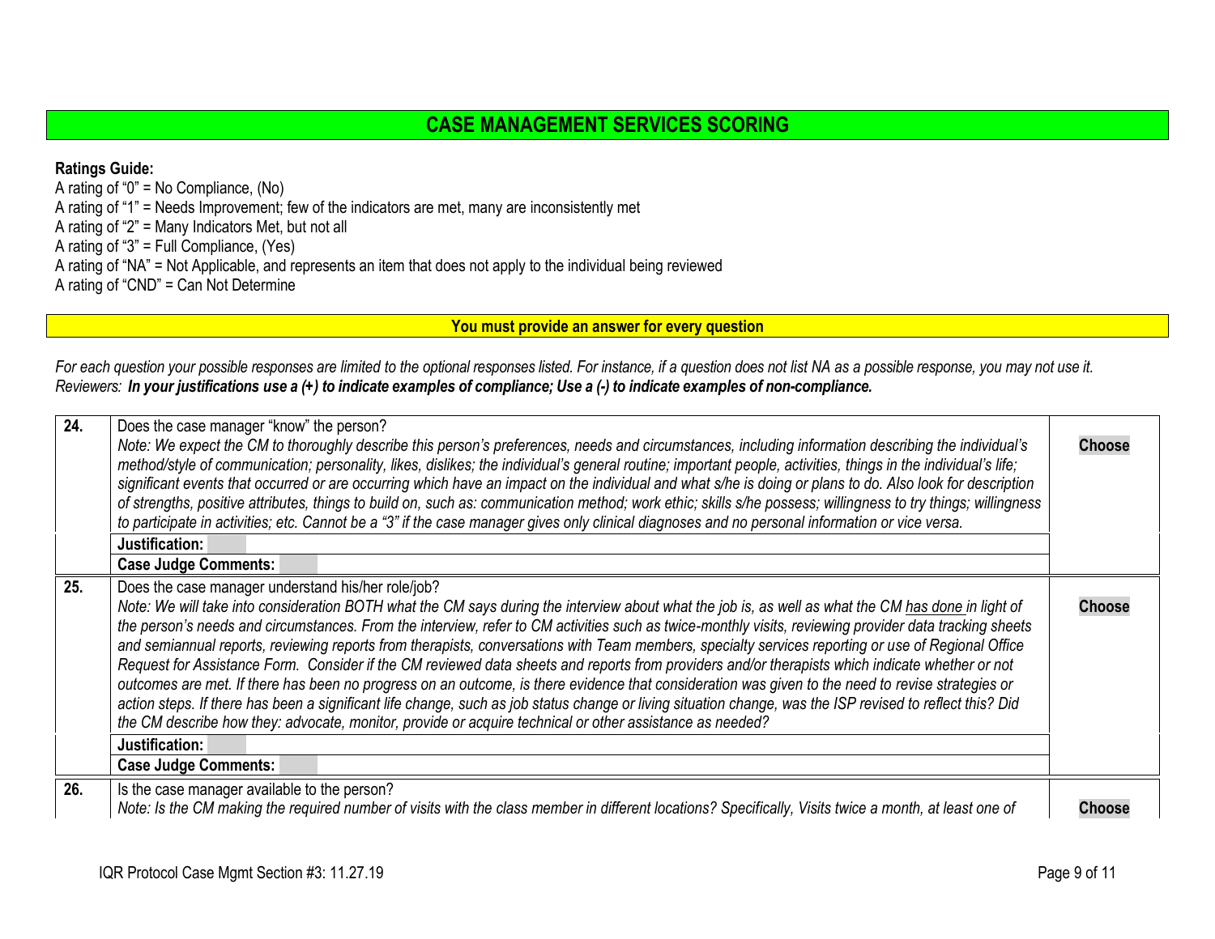## CASE MANAGEMENT SERVICES SCORING

**Ratings Guide:**
A rating of "0" = No Compliance, (No)
A rating of "1" = Needs Improvement; few of the indicators are met, many are inconsistently met
A rating of "2" = Many Indicators Met, but not all
A rating of "3" = Full Compliance, (Yes)
A rating of "NA" = Not Applicable, and represents an item that does not apply to the individual being reviewed
A rating of "CND" = Can Not Determine

**You must provide an answer for every question**

*For each question your possible responses are limited to the optional responses listed. For instance, if a question does not list NA as a possible response, you may not use it.*
*Reviewers:* ***In your justifications use a (+) to indicate examples of compliance; Use a (-) to indicate examples of non-compliance.***

| # | Question | Rating |
|---|---|---|
| **24.** | Does the case manager "know" the person?<br>*Note: We expect the CM to thoroughly describe this person's preferences, needs and circumstances, including information describing the individual's method/style of communication; personality, likes, dislikes; the individual's general routine; important people, activities, things in the individual's life; significant events that occurred or are occurring which have an impact on the individual and what s/he is doing or plans to do. Also look for description of strengths, positive attributes, things to build on, such as: communication method; work ethic; skills s/he possess; willingness to try things; willingness to participate in activities; etc. Cannot be a "3" if the case manager gives only clinical diagnoses and no personal information or vice versa.* | **Choose** |
| | **Justification:** | |
| | **Case Judge Comments:** | |
| **25.** | Does the case manager understand his/her role/job?<br>*Note: We will take into consideration BOTH what the CM says during the interview about what the job is, as well as what the CM has done in light of the person's needs and circumstances. From the interview, refer to CM activities such as twice-monthly visits, reviewing provider data tracking sheets and semiannual reports, reviewing reports from therapists, conversations with Team members, specialty services reporting or use of Regional Office Request for Assistance Form. Consider if the CM reviewed data sheets and reports from providers and/or therapists which indicate whether or not outcomes are met. If there has been no progress on an outcome, is there evidence that consideration was given to the need to revise strategies or action steps. If there has been a significant life change, such as job status change or living situation change, was the ISP revised to reflect this? Did the CM describe how they: advocate, monitor, provide or acquire technical or other assistance as needed?* | **Choose** |
| | **Justification:** | |
| | **Case Judge Comments:** | |
| **26.** | Is the case manager available to the person?<br>*Note: Is the CM making the required number of visits with the class member in different locations? Specifically, Visits twice a month, at least one of* | **Choose** |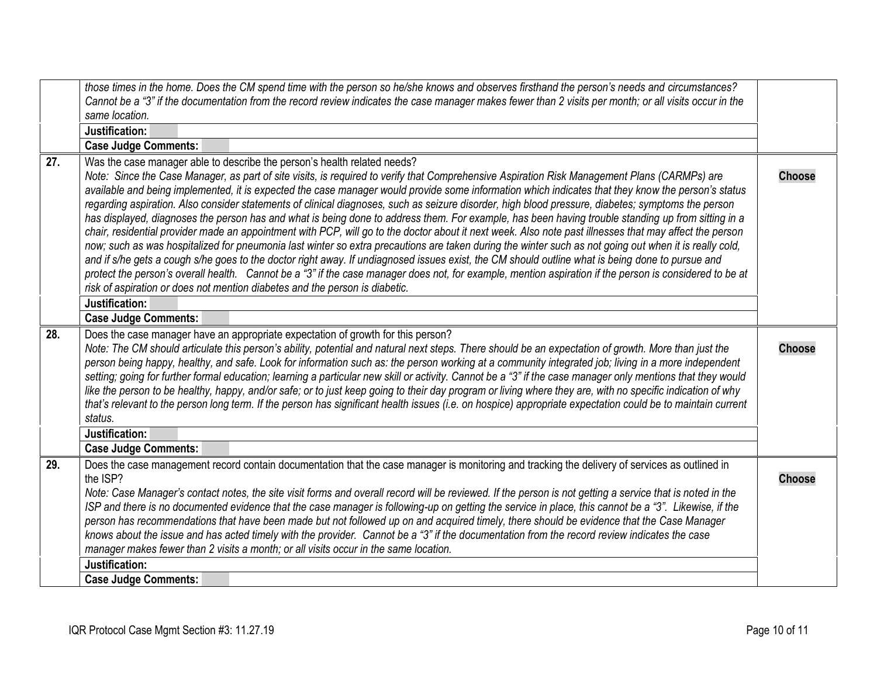| | | |
|---|---|---|
| | *those times in the home. Does the CM spend time with the person so he/she knows and observes firsthand the person's needs and circumstances? Cannot be a "3" if the documentation from the record review indicates the case manager makes fewer than 2 visits per month; or all visits occur in the same location.* | |
| | **Justification:** | |
| | **Case Judge Comments:** | |
| **27.** | Was the case manager able to describe the person's health related needs?<br>*Note: Since the Case Manager, as part of site visits, is required to verify that Comprehensive Aspiration Risk Management Plans (CARMPs) are available and being implemented, it is expected the case manager would provide some information which indicates that they know the person's status regarding aspiration. Also consider statements of clinical diagnoses, such as seizure disorder, high blood pressure, diabetes; symptoms the person has displayed, diagnoses the person has and what is being done to address them. For example, has been having trouble standing up from sitting in a chair, residential provider made an appointment with PCP, will go to the doctor about it next week. Also note past illnesses that may affect the person now; such as was hospitalized for pneumonia last winter so extra precautions are taken during the winter such as not going out when it is really cold, and if s/he gets a cough s/he goes to the doctor right away. If undiagnosed issues exist, the CM should outline what is being done to pursue and protect the person's overall health. Cannot be a "3" if the case manager does not, for example, mention aspiration if the person is considered to be at risk of aspiration or does not mention diabetes and the person is diabetic.* | **Choose** |
| | **Justification:** | |
| | **Case Judge Comments:** | |
| **28.** | Does the case manager have an appropriate expectation of growth for this person?<br>*Note: The CM should articulate this person's ability, potential and natural next steps. There should be an expectation of growth. More than just the person being happy, healthy, and safe. Look for information such as: the person working at a community integrated job; living in a more independent setting; going for further formal education; learning a particular new skill or activity. Cannot be a "3" if the case manager only mentions that they would like the person to be healthy, happy, and/or safe; or to just keep going to their day program or living where they are, with no specific indication of why that's relevant to the person long term. If the person has significant health issues (i.e. on hospice) appropriate expectation could be to maintain current status.* | **Choose** |
| | **Justification:** | |
| | **Case Judge Comments:** | |
| **29.** | Does the case management record contain documentation that the case manager is monitoring and tracking the delivery of services as outlined in the ISP?<br>*Note: Case Manager's contact notes, the site visit forms and overall record will be reviewed. If the person is not getting a service that is noted in the ISP and there is no documented evidence that the case manager is following-up on getting the service in place, this cannot be a "3". Likewise, if the person has recommendations that have been made but not followed up on and acquired timely, there should be evidence that the Case Manager knows about the issue and has acted timely with the provider. Cannot be a "3" if the documentation from the record review indicates the case manager makes fewer than 2 visits a month; or all visits occur in the same location.* | **Choose** |
| | **Justification:** | |
| | **Case Judge Comments:** | |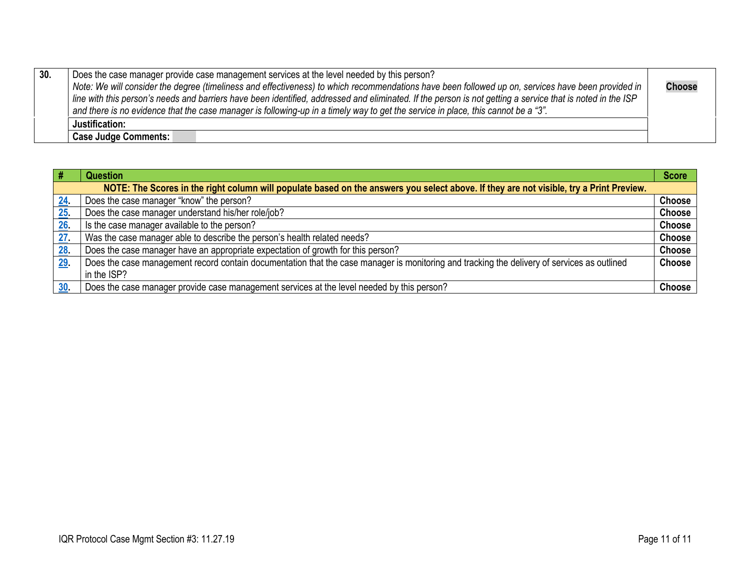| | | |
|---|---|---|
| **30.** | Does the case manager provide case management services at the level needed by this person?<br>*Note: We will consider the degree (timeliness and effectiveness) to which recommendations have been followed up on, services have been provided in line with this person's needs and barriers have been identified, addressed and eliminated. If the person is not getting a service that is noted in the ISP and there is no evidence that the case manager is following-up in a timely way to get the service in place, this cannot be a "3".* | **Choose** |
| | **Justification:** | |
| | **Case Judge Comments:** | |

| # | Question | Score |
|---|---|---|
| | **NOTE: The Scores in the right column will populate based on the answers you select above. If they are not visible, try a Print Preview.** | |
| 24. | Does the case manager "know" the person? | **Choose** |
| 25. | Does the case manager understand his/her role/job? | **Choose** |
| 26. | Is the case manager available to the person? | **Choose** |
| 27. | Was the case manager able to describe the person's health related needs? | **Choose** |
| 28. | Does the case manager have an appropriate expectation of growth for this person? | **Choose** |
| 29. | Does the case management record contain documentation that the case manager is monitoring and tracking the delivery of services as outlined in the ISP? | **Choose** |
| 30. | Does the case manager provide case management services at the level needed by this person? | **Choose** |

IQR Protocol Case Mgmt Section #3: 11.27.19